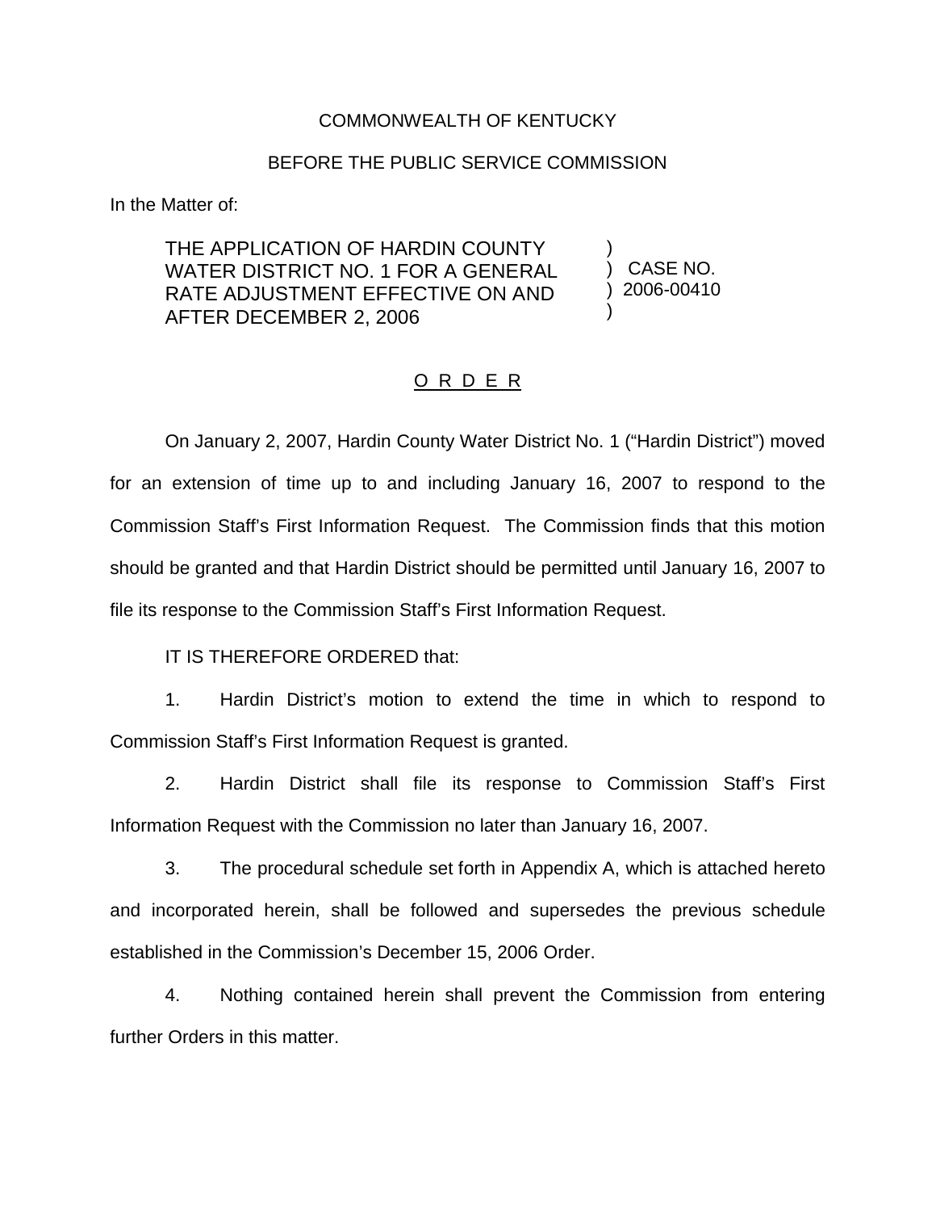COMMONWEALTH OF KENTUCKY

BEFORE THE PUBLIC SERVICE COMMISSION

In the Matter of:

| | | |
|---|---|---|
| THE APPLICATION OF HARDIN COUNTY WATER DISTRICT NO. 1 FOR A GENERAL RATE ADJUSTMENT EFFECTIVE ON AND AFTER DECEMBER 2, 2006 | ) ) ) ) | CASE NO. 2006-00410 |

O R D E R

On January 2, 2007, Hardin County Water District No. 1 ("Hardin District") moved for an extension of time up to and including January 16, 2007 to respond to the Commission Staff's First Information Request. The Commission finds that this motion should be granted and that Hardin District should be permitted until January 16, 2007 to file its response to the Commission Staff's First Information Request.

IT IS THEREFORE ORDERED that:

1. Hardin District's motion to extend the time in which to respond to Commission Staff's First Information Request is granted.

2. Hardin District shall file its response to Commission Staff's First Information Request with the Commission no later than January 16, 2007.

3. The procedural schedule set forth in Appendix A, which is attached hereto and incorporated herein, shall be followed and supersedes the previous schedule established in the Commission's December 15, 2006 Order.

4. Nothing contained herein shall prevent the Commission from entering further Orders in this matter.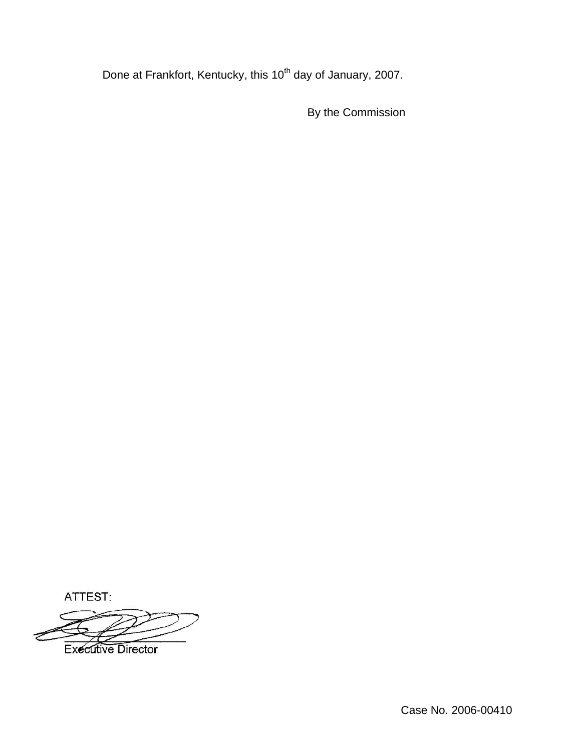Done at Frankfort, Kentucky, this 10th day of January, 2007.

By the Commission

ATTEST:

Executive Director

Case No. 2006-00410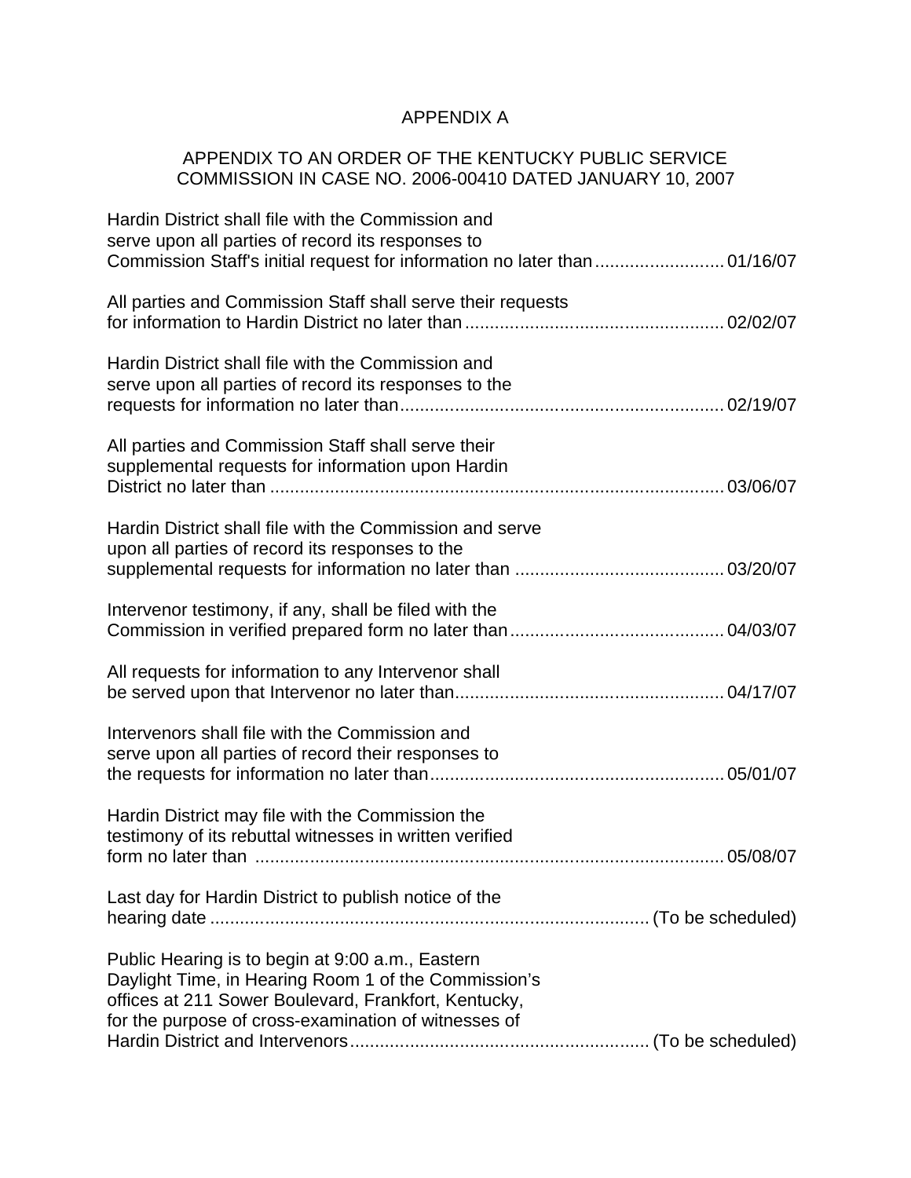APPENDIX A

APPENDIX TO AN ORDER OF THE KENTUCKY PUBLIC SERVICE COMMISSION IN CASE NO. 2006-00410 DATED JANUARY 10, 2007

Hardin District shall file with the Commission and serve upon all parties of record its responses to Commission Staff's initial request for information no later than .......................... 01/16/07

All parties and Commission Staff shall serve their requests for information to Hardin District no later than .................................................... 02/02/07

Hardin District shall file with the Commission and serve upon all parties of record its responses to the requests for information no later than ................................................................ 02/19/07

All parties and Commission Staff shall serve their supplemental requests for information upon Hardin District no later than .......................................................................................... 03/06/07

Hardin District shall file with the Commission and serve upon all parties of record its responses to the supplemental requests for information no later than ......................................... 03/20/07

Intervenor testimony, if any, shall be filed with the Commission in verified prepared form no later than ........................................... 04/03/07

All requests for information to any Intervenor shall be served upon that Intervenor no later than ..................................................... 04/17/07

Intervenors shall file with the Commission and serve upon all parties of record their responses to the requests for information no later than .......................................................... 05/01/07

Hardin District may file with the Commission the testimony of its rebuttal witnesses in written verified form no later than ............................................................................................ 05/08/07

Last day for Hardin District to publish notice of the hearing date ........................................................................................ (To be scheduled)

Public Hearing is to begin at 9:00 a.m., Eastern Daylight Time, in Hearing Room 1 of the Commission's offices at 211 Sower Boulevard, Frankfort, Kentucky, for the purpose of cross-examination of witnesses of Hardin District and Intervenors ........................................................... (To be scheduled)